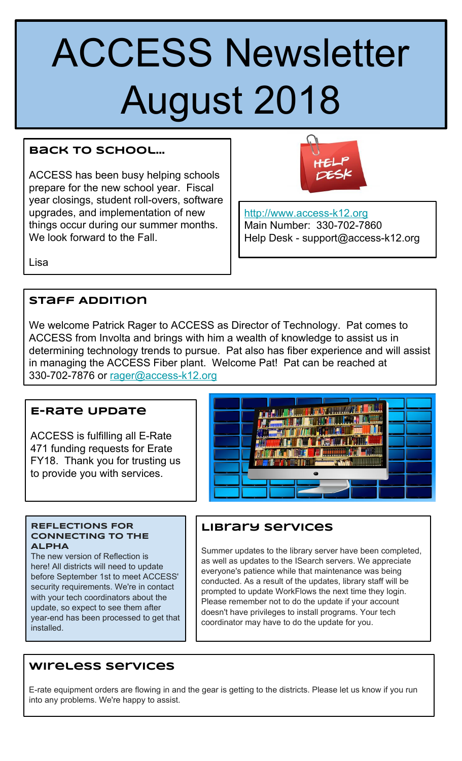# ACCESS Newsletter August 2018

## Back to School...

ACCESS has been busy helping schools prepare for the new school year. Fiscal year closings, student roll-overs, software upgrades, and implementation of new things occur during our summer months. We look forward to the Fall.

Lisa

HELP DESK

http://www.access-k12.org
Main Number: 330-702-7860
Help Desk - support@access-k12.org

## Staff Addition

We welcome Patrick Rager to ACCESS as Director of Technology. Pat comes to ACCESS from Involta and brings with him a wealth of knowledge to assist us in determining technology trends to pursue. Pat also has fiber experience and will assist in managing the ACCESS Fiber plant. Welcome Pat! Pat can be reached at 330-702-7876 or rager@access-k12.org

## E-Rate Update

ACCESS is fulfilling all E-Rate 471 funding requests for Erate FY18. Thank you for trusting us to provide you with services.

### REFLECTIONS FOR CONNECTING TO THE ALPHA

The new version of Reflection is here! All districts will need to update before September 1st to meet ACCESS' security requirements. We're in contact with your tech coordinators about the update, so expect to see them after year-end has been processed to get that installed.

## Library Services

Summer updates to the library server have been completed, as well as updates to the ISearch servers. We appreciate everyone's patience while that maintenance was being conducted. As a result of the updates, library staff will be prompted to update WorkFlows the next time they login. Please remember not to do the update if your account doesn't have privileges to install programs. Your tech coordinator may have to do the update for you.

## Wireless Services

E-rate equipment orders are flowing in and the gear is getting to the districts. Please let us know if you run into any problems. We're happy to assist.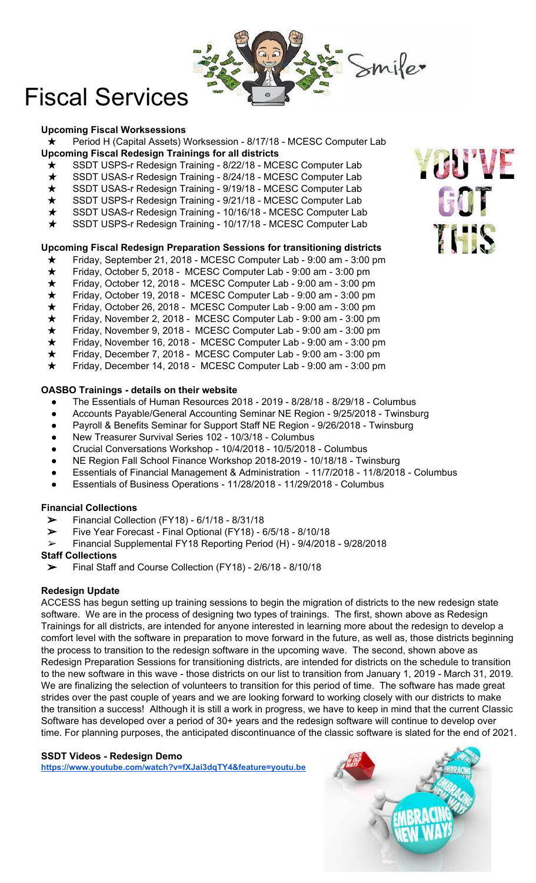# Fiscal Services

**Upcoming Fiscal Worksessions**

- ★ Period H (Capital Assets) Worksession - 8/17/18 - MCESC Computer Lab

**Upcoming Fiscal Redesign Trainings for all districts**

- ★ SSDT USPS-r Redesign Training - 8/22/18 - MCESC Computer Lab
- ★ SSDT USAS-r Redesign Training - 8/24/18 - MCESC Computer Lab
- ★ SSDT USAS-r Redesign Training - 9/19/18 - MCESC Computer Lab
- ★ SSDT USPS-r Redesign Training - 9/21/18 - MCESC Computer Lab
- ★ SSDT USAS-r Redesign Training - 10/16/18 - MCESC Computer Lab
- ★ SSDT USPS-r Redesign Training - 10/17/18 - MCESC Computer Lab

**Upcoming Fiscal Redesign Preparation Sessions for transitioning districts**

- ★ Friday, September 21, 2018 - MCESC Computer Lab - 9:00 am - 3:00 pm
- ★ Friday, October 5, 2018 - MCESC Computer Lab - 9:00 am - 3:00 pm
- ★ Friday, October 12, 2018 - MCESC Computer Lab - 9:00 am - 3:00 pm
- ★ Friday, October 19, 2018 - MCESC Computer Lab - 9:00 am - 3:00 pm
- ★ Friday, October 26, 2018 - MCESC Computer Lab - 9:00 am - 3:00 pm
- ★ Friday, November 2, 2018 - MCESC Computer Lab - 9:00 am - 3:00 pm
- ★ Friday, November 9, 2018 - MCESC Computer Lab - 9:00 am - 3:00 pm
- ★ Friday, November 16, 2018 - MCESC Computer Lab - 9:00 am - 3:00 pm
- ★ Friday, December 7, 2018 - MCESC Computer Lab - 9:00 am - 3:00 pm
- ★ Friday, December 14, 2018 - MCESC Computer Lab - 9:00 am - 3:00 pm

**OASBO Trainings - details on their website**

- The Essentials of Human Resources 2018 - 2019 - 8/28/18 - 8/29/18 - Columbus
- Accounts Payable/General Accounting Seminar NE Region - 9/25/2018 - Twinsburg
- Payroll & Benefits Seminar for Support Staff NE Region - 9/26/2018 - Twinsburg
- New Treasurer Survival Series 102 - 10/3/18 - Columbus
- Crucial Conversations Workshop - 10/4/2018 - 10/5/2018 - Columbus
- NE Region Fall School Finance Workshop 2018-2019 - 10/18/18 - Twinsburg
- Essentials of Financial Management & Administration - 11/7/2018 - 11/8/2018 - Columbus
- Essentials of Business Operations - 11/28/2018 - 11/29/2018 - Columbus

**Financial Collections**

- ➢ Financial Collection (FY18) - 6/1/18 - 8/31/18
- ➢ Five Year Forecast - Final Optional (FY18) - 6/5/18 - 8/10/18
- ➢ Financial Supplemental FY18 Reporting Period (H) - 9/4/2018 - 9/28/2018

**Staff Collections**

- ➢ Final Staff and Course Collection (FY18) - 2/6/18 - 8/10/18

**Redesign Update**

ACCESS has begun setting up training sessions to begin the migration of districts to the new redesign state software. We are in the process of designing two types of trainings. The first, shown above as Redesign Trainings for all districts, are intended for anyone interested in learning more about the redesign to develop a comfort level with the software in preparation to move forward in the future, as well as, those districts beginning the process to transition to the redesign software in the upcoming wave. The second, shown above as Redesign Preparation Sessions for transitioning districts, are intended for districts on the schedule to transition to the new software in this wave - those districts on our list to transition from January 1, 2019 - March 31, 2019. We are finalizing the selection of volunteers to transition for this period of time. The software has made great strides over the past couple of years and we are looking forward to working closely with our districts to make the transition a success! Although it is still a work in progress, we have to keep in mind that the current Classic Software has developed over a period of 30+ years and the redesign software will continue to develop over time. For planning purposes, the anticipated discontinuance of the classic software is slated for the end of 2021.

**SSDT Videos - Redesign Demo**

https://www.youtube.com/watch?v=fXJai3dqTY4&feature=youtu.be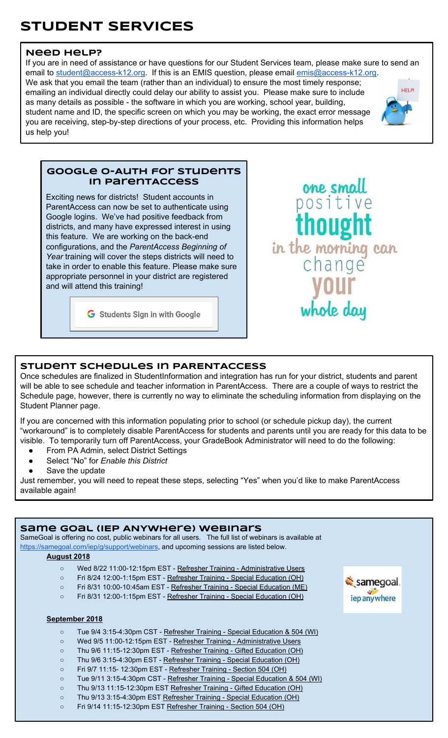# STUDENT SERVICES

## Need Help?

If you are in need of assistance or have questions for our Student Services team, please make sure to send an email to student@access-k12.org. If this is an EMIS question, please email emis@access-k12.org. We ask that you email the team (rather than an individual) to ensure the most timely response; emailing an individual directly could delay our ability to assist you. Please make sure to include as many details as possible - the specific software in which you are working, school year, building, student name and ID, the specific screen on which you may be working, the exact error message you are receiving, step-by-step directions of your process, etc. Providing this information helps us help you!

## Google O-Auth for Students in ParentAccess

Exciting news for districts! Student accounts in ParentAccess can now be set to authenticate using Google logins. We've had positive feedback from districts, and many have expressed interest in using this feature. We are working on the back-end configurations, and the *ParentAccess Beginning of Year* training will cover the steps districts will need to take in order to enable this feature. Please make sure appropriate personnel in your district are registered and will attend this training!

Students Sign in with Google

one small positive thought in the morning can change your whole day

## Student Schedules in ParentAccess

Once schedules are finalized in StudentInformation and integration has run for your district, students and parent will be able to see schedule and teacher information in ParentAccess. There are a couple of ways to restrict the Schedule page, however, there is currently no way to eliminate the scheduling information from displaying on the Student Planner page.

If you are concerned with this information populating prior to school (or schedule pickup day), the current "workaround" is to completely disable ParentAccess for students and parents until you are ready for this data to be visible. To temporarily turn off ParentAccess, your GradeBook Administrator will need to do the following:

- From PA Admin, select District Settings
- Select "No" for *Enable this District*
- Save the update

Just remember, you will need to repeat these steps, selecting "Yes" when you'd like to make ParentAccess available again!

## Same Goal (IEP Anywhere) Webinars

SameGoal is offering no cost, public webinars for all users. The full list of webinars is available at https://samegoal.com/iep/g/support/webinars, and upcoming sessions are listed below.

**August 2018**

- Wed 8/22 11:00-12:15pm EST - Refresher Training - Administrative Users
- Fri 8/24 12:00-1:15pm EST - Refresher Training - Special Education (OH)
- Fri 8/31 10:00-10:45am EST - Refresher Training - Special Education (ME)
- Fri 8/31 12:00-1:15pm EST - Refresher Training - Special Education (OH)

**September 2018**

- Tue 9/4 3:15-4:30pm CST - Refresher Training - Special Education & 504 (WI)
- Wed 9/5 11:00-12:15pm EST - Refresher Training - Administrative Users
- Thu 9/6 11:15-12:30pm EST - Refresher Training - Gifted Education (OH)
- Thu 9/6 3:15-4:30pm EST - Refresher Training - Special Education (OH)
- Fri 9/7 11:15- 12:30pm EST - Refresher Training - Section 504 (OH)
- Tue 9/11 3:15-4:30pm CST - Refresher Training - Special Education & 504 (WI)
- Thu 9/13 11:15-12:30pm EST Refresher Training - Gifted Education (OH)
- Thu 9/13 3:15-4:30pm EST Refresher Training - Special Education (OH)
- Fri 9/14 11:15-12:30pm EST Refresher Training - Section 504 (OH)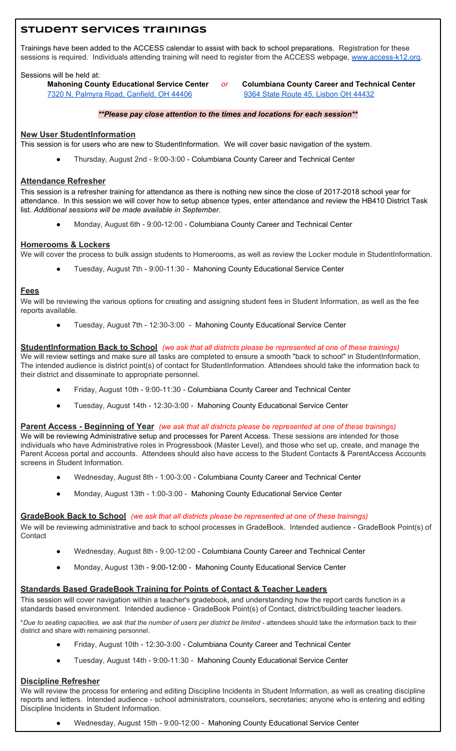# Student Services Trainings

Trainings have been added to the ACCESS calendar to assist with back to school preparations. Registration for these sessions is required. Individuals attending training will need to register from the ACCESS webpage, [www.access-k12.org](www.access-k12.org).

Sessions will be held at:

**Mahoning County Educational Service Center** *or* **Columbiana County Career and Technical Center**
7320 N. Palmyra Road, Canfield, OH 44406 — 9364 State Route 45, Lisbon OH 44432

***\*\*Please pay close attention to the times and locations for each session\*\****

## New User StudentInformation

This session is for users who are new to StudentInformation. We will cover basic navigation of the system.

- Thursday, August 2nd - 9:00-3:00 - Columbiana County Career and Technical Center

## Attendance Refresher

This session is a refresher training for attendance as there is nothing new since the close of 2017-2018 school year for attendance. In this session we will cover how to setup absence types, enter attendance and review the HB410 District Task list. *Additional sessions will be made available in September.*

- Monday, August 6th - 9:00-12:00 - Columbiana County Career and Technical Center

## Homerooms & Lockers

We will cover the process to bulk assign students to Homerooms, as well as review the Locker module in StudentInformation.

- Tuesday, August 7th - 9:00-11:30 - Mahoning County Educational Service Center

## Fees

We will be reviewing the various options for creating and assigning student fees in Student Information, as well as the fee reports available.

- Tuesday, August 7th - 12:30-3:00 - Mahoning County Educational Service Center

## StudentInformation Back to School *(we ask that all districts please be represented at one of these trainings)*

We will review settings and make sure all tasks are completed to ensure a smooth "back to school" in StudentInformation. The intended audience is district point(s) of contact for StudentInformation. Attendees should take the information back to their district and disseminate to appropriate personnel.

- Friday, August 10th - 9:00-11:30 - Columbiana County Career and Technical Center
- Tuesday, August 14th - 12:30-3:00 - Mahoning County Educational Service Center

## Parent Access - Beginning of Year *(we ask that all districts please be represented at one of these trainings)*

We will be reviewing Administrative setup and processes for Parent Access. These sessions are intended for those individuals who have Administrative roles in Progressbook (Master Level), and those who set up, create, and manage the Parent Access portal and accounts. Attendees should also have access to the Student Contacts & ParentAccess Accounts screens in Student Information.

- Wednesday, August 8th - 1:00-3:00 - Columbiana County Career and Technical Center
- Monday, August 13th - 1:00-3:00 - Mahoning County Educational Service Center

## GradeBook Back to School *(we ask that all districts please be represented at one of these trainings)*

We will be reviewing administrative and back to school processes in GradeBook. Intended audience - GradeBook Point(s) of Contact

- Wednesday, August 8th - 9:00-12:00 - Columbiana County Career and Technical Center
- Monday, August 13th - 9:00-12:00 - Mahoning County Educational Service Center

## Standards Based GradeBook Training for Points of Contact & Teacher Leaders

This session will cover navigation within a teacher's gradebook, and understanding how the report cards function in a standards based environment. Intended audience - GradeBook Point(s) of Contact, district/building teacher leaders.

\**Due to seating capacities, we ask that the number of users per district be limited* - attendees should take the information back to their district and share with remaining personnel.

- Friday, August 10th - 12:30-3:00 - Columbiana County Career and Technical Center
- Tuesday, August 14th - 9:00-11:30 - Mahoning County Educational Service Center

## Discipline Refresher

We will review the process for entering and editing Discipline Incidents in Student Information, as well as creating discipline reports and letters. Intended audience - school administrators, counselors, secretaries; anyone who is entering and editing Discipline Incidents in Student Information.

- Wednesday, August 15th - 9:00-12:00 - Mahoning County Educational Service Center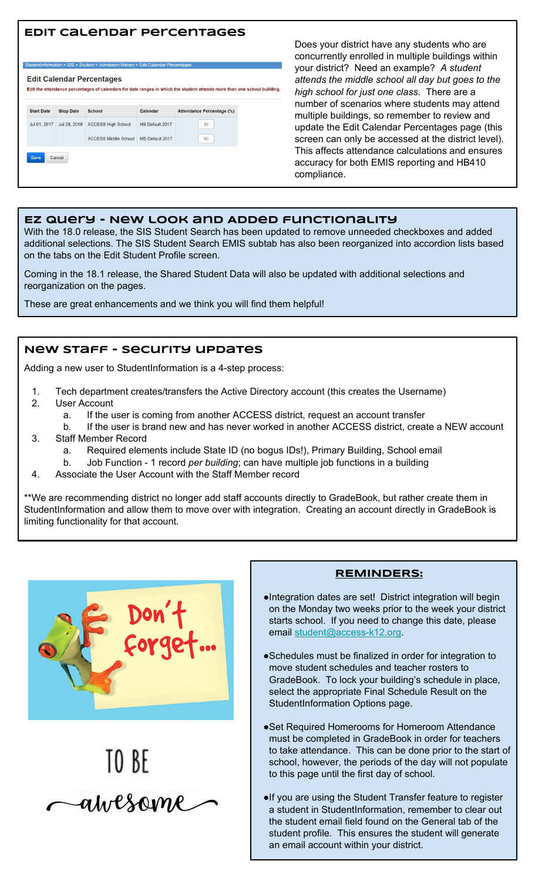## Edit Calendar Percentages

StudentInformation > SIS > Student > Admission History > Edit Calendar Percentages

**Edit Calendar Percentages**

Edit the attendance percentages of calendars for date ranges in which the student attends more than one school building.

| Start Date | Stop Date | School | Calendar | Attendance Percentage (%) |
|---|---|---|---|---|
| Jul 01, 2017 | Jul 28, 2018 | ACCESS High School | HS Default 2017 | 50 |
| | | ACCESS Middle School | MS Default 2017 | 50 |

Save Cancel

Does your district have any students who are concurrently enrolled in multiple buildings within your district? Need an example? *A student attends the middle school all day but goes to the high school for just one class.* There are a number of scenarios where students may attend multiple buildings, so remember to review and update the Edit Calendar Percentages page (this screen can only be accessed at the district level). This affects attendance calculations and ensures accuracy for both EMIS reporting and HB410 compliance.

## EZ Query - New Look and Added Functionality

With the 18.0 release, the SIS Student Search has been updated to remove unneeded checkboxes and added additional selections. The SIS Student Search EMIS subtab has also been reorganized into accordion lists based on the tabs on the Edit Student Profile screen.

Coming in the 18.1 release, the Shared Student Data will also be updated with additional selections and reorganization on the pages.

These are great enhancements and we think you will find them helpful!

## New Staff - Security Updates

Adding a new user to StudentInformation is a 4-step process:

1. Tech department creates/transfers the Active Directory account (this creates the Username)
2. User Account
   a. If the user is coming from another ACCESS district, request an account transfer
   b. If the user is brand new and has never worked in another ACCESS district, create a NEW account
3. Staff Member Record
   a. Required elements include State ID (no bogus IDs!), Primary Building, School email
   b. Job Function - 1 record *per building*; can have multiple job functions in a building
4. Associate the User Account with the Staff Member record

**We are recommending district no longer add staff accounts directly to GradeBook, but rather create them in StudentInformation and allow them to move over with integration. Creating an account directly in GradeBook is limiting functionality for that account.

Don't forget... TO BE awesome

## REMINDERS:

- Integration dates are set! District integration will begin on the Monday two weeks prior to the week your district starts school. If you need to change this date, please email student@access-k12.org.

- Schedules must be finalized in order for integration to move student schedules and teacher rosters to GradeBook. To lock your building's schedule in place, select the appropriate Final Schedule Result on the StudentInformation Options page.

- Set Required Homerooms for Homeroom Attendance must be completed in GradeBook in order for teachers to take attendance. This can be done prior to the start of school, however, the periods of the day will not populate to this page until the first day of school.

- If you are using the Student Transfer feature to register a student in StudentInformation, remember to clear out the student email field found on the General tab of the student profile. This ensures the student will generate an email account within your district.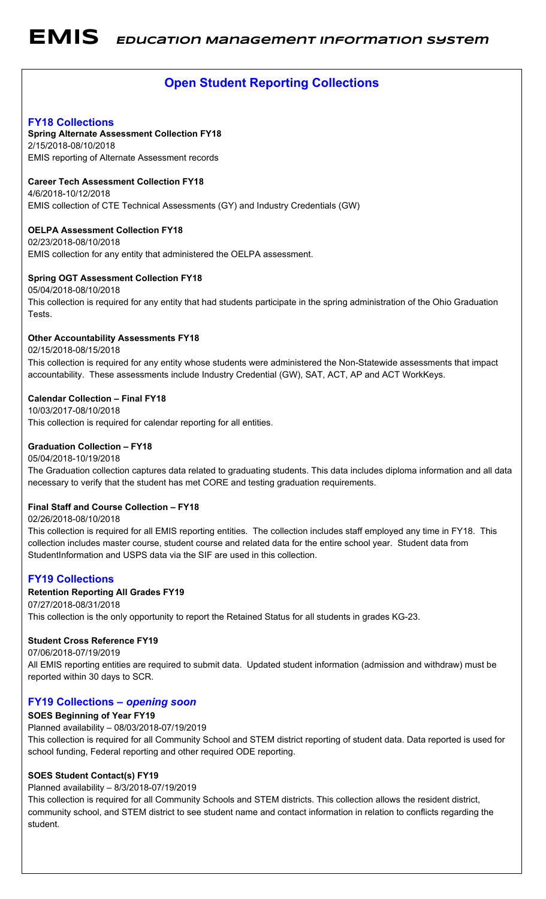# EMIS EDUCATION MANAGEMENT INFORMATION SYSTEM

## Open Student Reporting Collections

### FY18 Collections

**Spring Alternate Assessment Collection FY18**
2/15/2018-08/10/2018
EMIS reporting of Alternate Assessment records

**Career Tech Assessment Collection FY18**
4/6/2018-10/12/2018
EMIS collection of CTE Technical Assessments (GY) and Industry Credentials (GW)

**OELPA Assessment Collection FY18**
02/23/2018-08/10/2018
EMIS collection for any entity that administered the OELPA assessment.

**Spring OGT Assessment Collection FY18**
05/04/2018-08/10/2018
This collection is required for any entity that had students participate in the spring administration of the Ohio Graduation Tests.

**Other Accountability Assessments FY18**
02/15/2018-08/15/2018
This collection is required for any entity whose students were administered the Non-Statewide assessments that impact accountability. These assessments include Industry Credential (GW), SAT, ACT, AP and ACT WorkKeys.

**Calendar Collection – Final FY18**
10/03/2017-08/10/2018
This collection is required for calendar reporting for all entities.

**Graduation Collection – FY18**
05/04/2018-10/19/2018
The Graduation collection captures data related to graduating students. This data includes diploma information and all data necessary to verify that the student has met CORE and testing graduation requirements.

**Final Staff and Course Collection – FY18**
02/26/2018-08/10/2018
This collection is required for all EMIS reporting entities. The collection includes staff employed any time in FY18. This collection includes master course, student course and related data for the entire school year. Student data from StudentInformation and USPS data via the SIF are used in this collection.

### FY19 Collections

**Retention Reporting All Grades FY19**
07/27/2018-08/31/2018
This collection is the only opportunity to report the Retained Status for all students in grades KG-23.

**Student Cross Reference FY19**
07/06/2018-07/19/2019
All EMIS reporting entities are required to submit data. Updated student information (admission and withdraw) must be reported within 30 days to SCR.

### FY19 Collections – *opening soon*

**SOES Beginning of Year FY19**
Planned availability – 08/03/2018-07/19/2019
This collection is required for all Community School and STEM district reporting of student data. Data reported is used for school funding, Federal reporting and other required ODE reporting.

**SOES Student Contact(s) FY19**
Planned availability – 8/3/2018-07/19/2019
This collection is required for all Community Schools and STEM districts. This collection allows the resident district, community school, and STEM district to see student name and contact information in relation to conflicts regarding the student.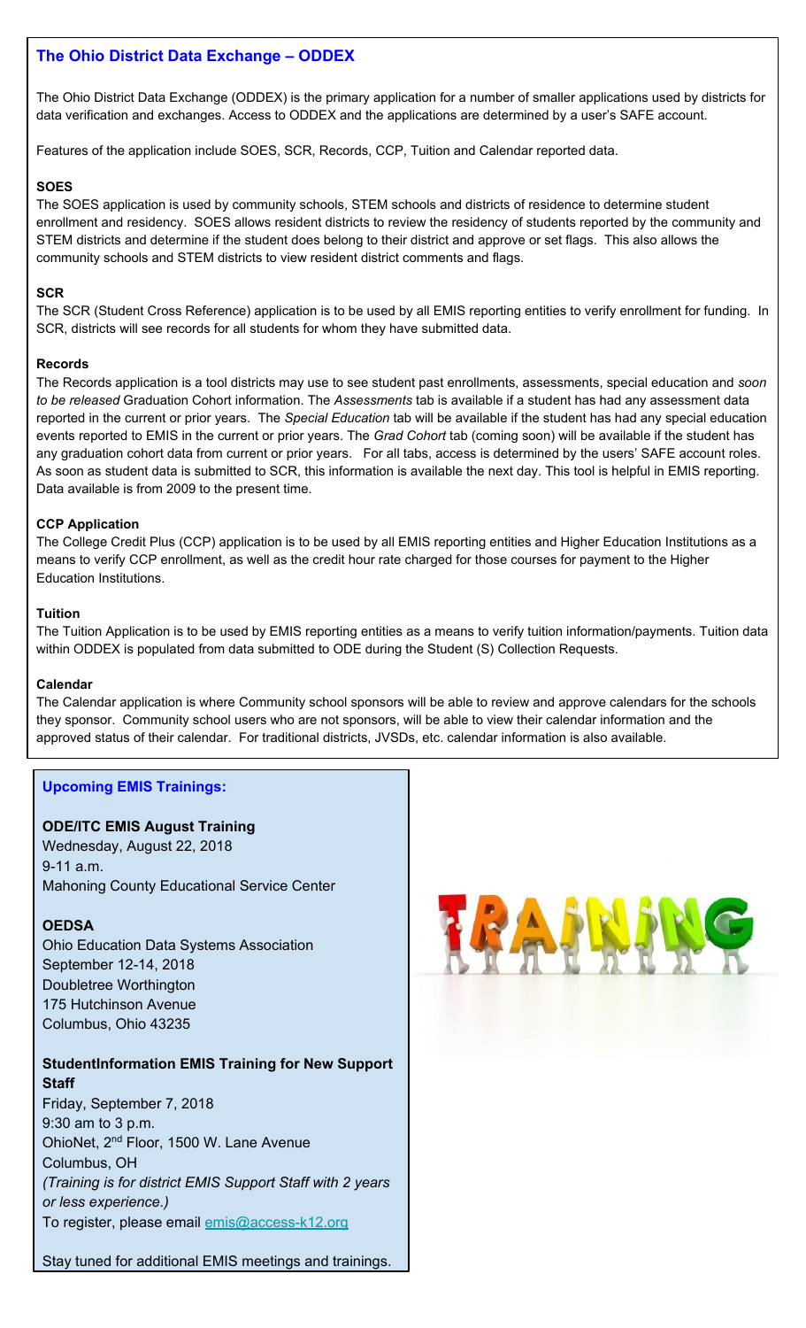## The Ohio District Data Exchange – ODDEX

The Ohio District Data Exchange (ODDEX) is the primary application for a number of smaller applications used by districts for data verification and exchanges. Access to ODDEX and the applications are determined by a user's SAFE account.

Features of the application include SOES, SCR, Records, CCP, Tuition and Calendar reported data.

### SOES

The SOES application is used by community schools, STEM schools and districts of residence to determine student enrollment and residency. SOES allows resident districts to review the residency of students reported by the community and STEM districts and determine if the student does belong to their district and approve or set flags. This also allows the community schools and STEM districts to view resident district comments and flags.

### SCR

The SCR (Student Cross Reference) application is to be used by all EMIS reporting entities to verify enrollment for funding. In SCR, districts will see records for all students for whom they have submitted data.

### Records

The Records application is a tool districts may use to see student past enrollments, assessments, special education and *soon to be released* Graduation Cohort information. The *Assessments* tab is available if a student has had any assessment data reported in the current or prior years. The *Special Education* tab will be available if the student has had any special education events reported to EMIS in the current or prior years. The *Grad Cohort* tab (coming soon) will be available if the student has any graduation cohort data from current or prior years. For all tabs, access is determined by the users' SAFE account roles. As soon as student data is submitted to SCR, this information is available the next day. This tool is helpful in EMIS reporting. Data available is from 2009 to the present time.

### CCP Application

The College Credit Plus (CCP) application is to be used by all EMIS reporting entities and Higher Education Institutions as a means to verify CCP enrollment, as well as the credit hour rate charged for those courses for payment to the Higher Education Institutions.

### Tuition

The Tuition Application is to be used by EMIS reporting entities as a means to verify tuition information/payments. Tuition data within ODDEX is populated from data submitted to ODE during the Student (S) Collection Requests.

### Calendar

The Calendar application is where Community school sponsors will be able to review and approve calendars for the schools they sponsor. Community school users who are not sponsors, will be able to view their calendar information and the approved status of their calendar. For traditional districts, JVSDs, etc. calendar information is also available.

## Upcoming EMIS Trainings:

**ODE/ITC EMIS August Training**
Wednesday, August 22, 2018
9-11 a.m.
Mahoning County Educational Service Center

**OEDSA**
Ohio Education Data Systems Association
September 12-14, 2018
Doubletree Worthington
175 Hutchinson Avenue
Columbus, Ohio 43235

**StudentInformation EMIS Training for New Support Staff**
Friday, September 7, 2018
9:30 am to 3 p.m.
OhioNet, 2nd Floor, 1500 W. Lane Avenue
Columbus, OH
*(Training is for district EMIS Support Staff with 2 years or less experience.)*
To register, please email emis@access-k12.org

Stay tuned for additional EMIS meetings and trainings.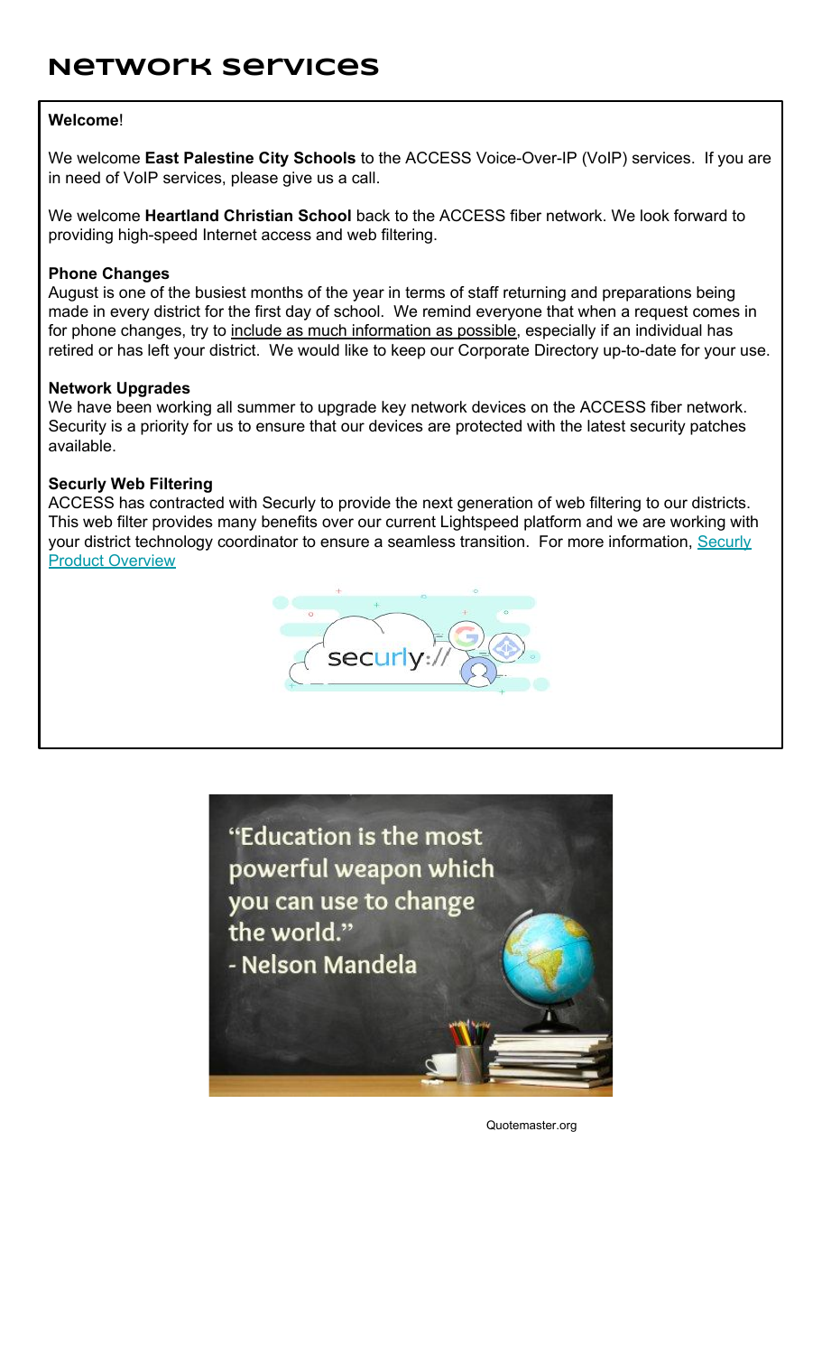# Network Services

**Welcome**!

We welcome **East Palestine City Schools** to the ACCESS Voice-Over-IP (VoIP) services. If you are in need of VoIP services, please give us a call.

We welcome **Heartland Christian School** back to the ACCESS fiber network. We look forward to providing high-speed Internet access and web filtering.

**Phone Changes**

August is one of the busiest months of the year in terms of staff returning and preparations being made in every district for the first day of school. We remind everyone that when a request comes in for phone changes, try to include as much information as possible, especially if an individual has retired or has left your district. We would like to keep our Corporate Directory up-to-date for your use.

**Network Upgrades**

We have been working all summer to upgrade key network devices on the ACCESS fiber network. Security is a priority for us to ensure that our devices are protected with the latest security patches available.

**Securly Web Filtering**

ACCESS has contracted with Securly to provide the next generation of web filtering to our districts. This web filter provides many benefits over our current Lightspeed platform and we are working with your district technology coordinator to ensure a seamless transition. For more information, Securly Product Overview

securly://

"Education is the most powerful weapon which you can use to change the world."
- Nelson Mandela

Quotemaster.org